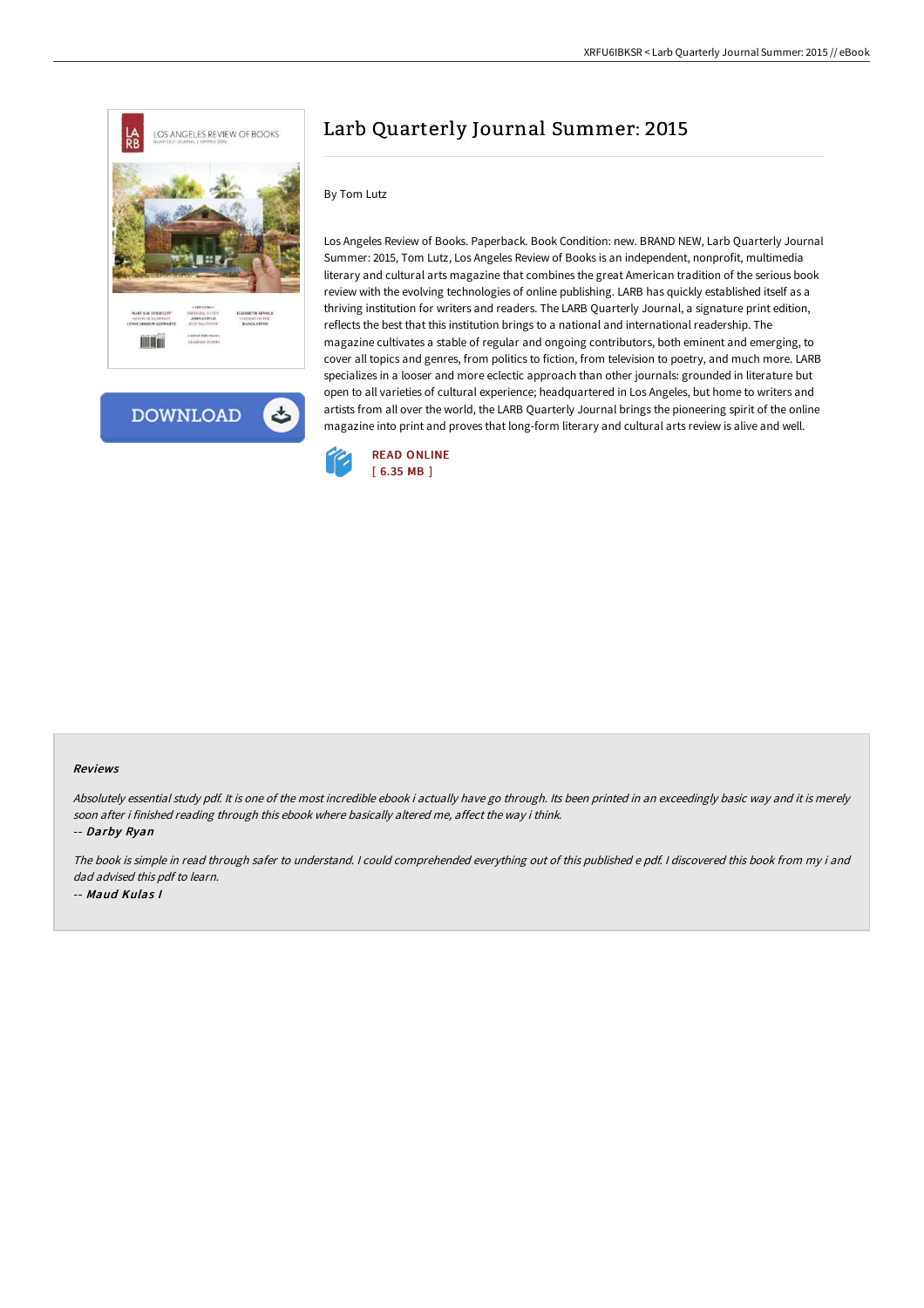# Larb Quarterly Journal Summer: 2015

By Tom Lutz

Los Angeles Review of Books. Paperback. Book Condition: new. BRAND NEW, Larb Quarterly Journal Summer: 2015, Tom Lutz, Los Angeles Review of Books is an independent, nonprofit, multimedia literary and cultural arts magazine that combines the great American tradition of the serious book review with the evolving technologies of online publishing. LARB has quickly established itself as a thriving institution for writers and readers. The LARB Quarterly Journal, a signature print edition, reflects the best that this institution brings to a national and international readership. The magazine cultivates a stable of regular and ongoing contributors, both eminent and emerging, to cover all topics and genres, from politics to fiction, from television to poetry, and much more. LARB specializes in a looser and more eclectic approach than other journals: grounded in literature but open to all varieties of cultural experience; headquartered in Los Angeles, but home to writers and artists from all over the world, the LARB Quarterly Journal brings the pioneering spirit of the online magazine into print and proves that long-form literary and cultural arts review is alive and well.

READ ONLINE
[ 6.35 MB ]

## Reviews

*Absolutely essential study pdf. It is one of the most incredible ebook i actually have go through. Its been printed in an exceedingly basic way and it is merely soon after i finished reading through this ebook where basically altered me, affect the way i think.*

-- *Darby Ryan*

*The book is simple in read through safer to understand. I could comprehended everything out of this published e pdf. I discovered this book from my i and dad advised this pdf to learn.*

-- *Maud Kulas I*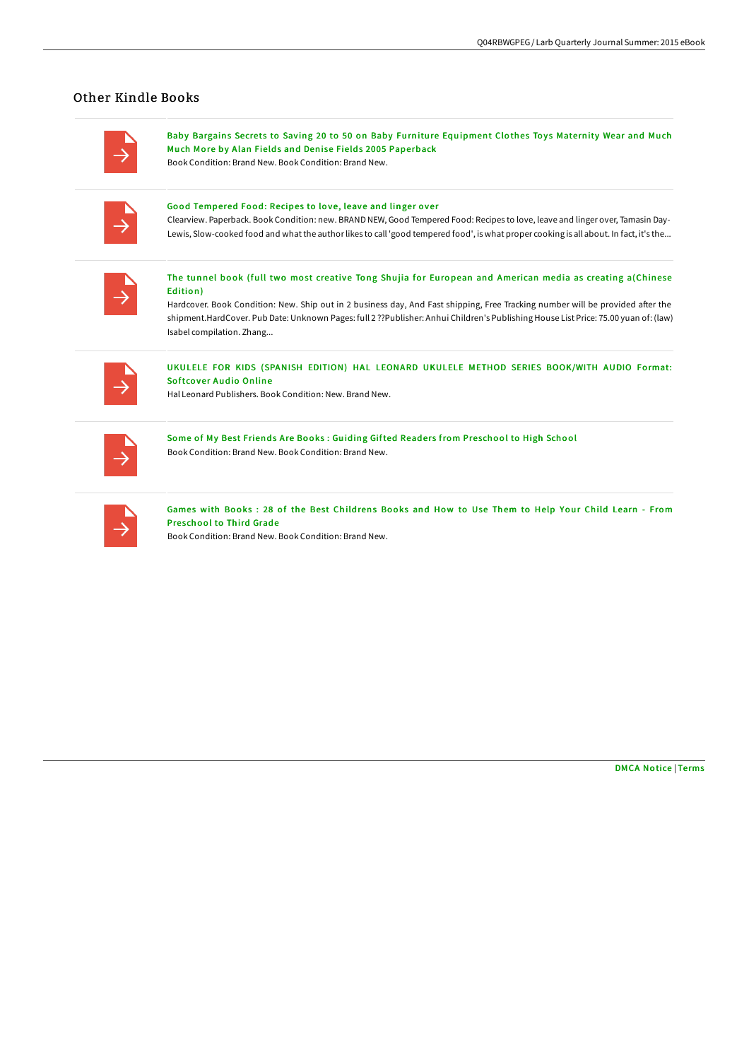## Other Kindle Books

**Baby Bargains Secrets to Saving 20 to 50 on Baby Furniture Equipment Clothes Toys Maternity Wear and Much Much More by Alan Fields and Denise Fields 2005 Paperback**
Book Condition: Brand New. Book Condition: Brand New.

**Good Tempered Food: Recipes to love, leave and linger over**
Clearview. Paperback. Book Condition: new. BRAND NEW, Good Tempered Food: Recipes to love, leave and linger over, Tamasin Day-Lewis, Slow-cooked food and what the author likes to call 'good tempered food', is what proper cooking is all about. In fact, it's the...

**The tunnel book (full two most creative Tong Shujia for European and American media as creating a(Chinese Edition)**
Hardcover. Book Condition: New. Ship out in 2 business day, And Fast shipping, Free Tracking number will be provided after the shipment.HardCover. Pub Date: Unknown Pages: full 2 ??Publisher: Anhui Children's Publishing House List Price: 75.00 yuan of: (law) Isabel compilation. Zhang...

**UKULELE FOR KIDS (SPANISH EDITION) HAL LEONARD UKULELE METHOD SERIES BOOK/WITH AUDIO Format: Softcover Audio Online**
Hal Leonard Publishers. Book Condition: New. Brand New.

**Some of My Best Friends Are Books : Guiding Gifted Readers from Preschool to High School**
Book Condition: Brand New. Book Condition: Brand New.

**Games with Books : 28 of the Best Childrens Books and How to Use Them to Help Your Child Learn - From Preschool to Third Grade**
Book Condition: Brand New. Book Condition: Brand New.

DMCA Notice | Terms